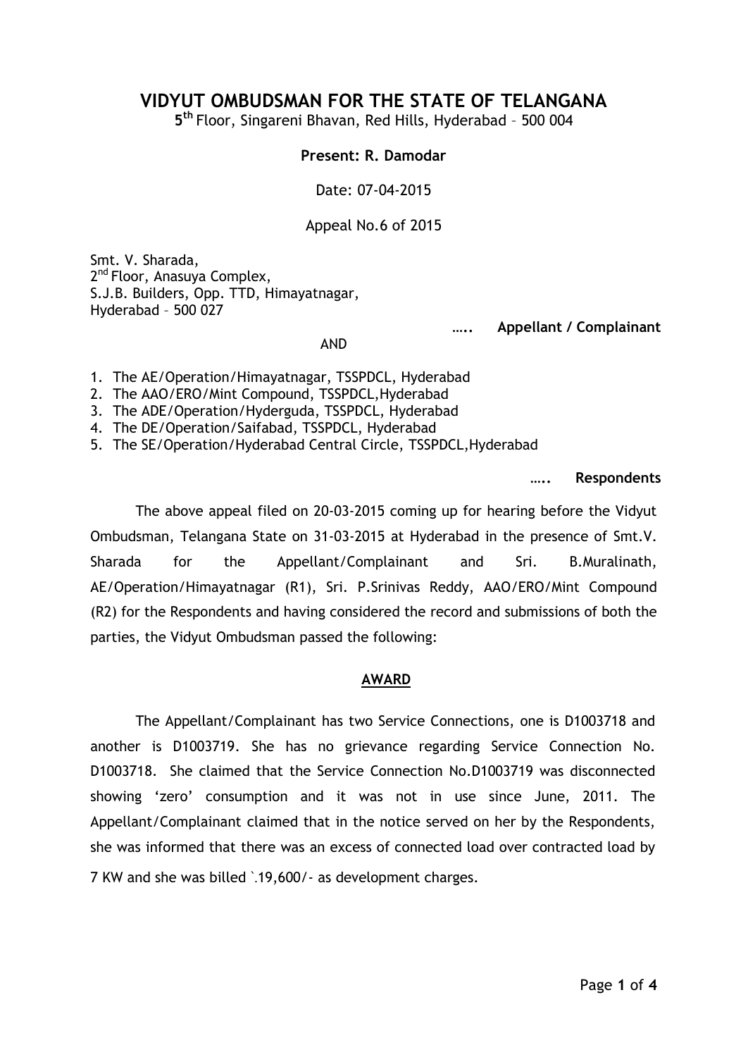# VIDYUT OMBUDSMAN FOR THE STATE OF TELANGANA

5th Floor, Singareni Bhavan, Red Hills, Hyderabad – 500 004

**Present: R. Damodar**

Date: 07-04-2015

Appeal No.6 of 2015

Smt. V. Sharada,
2nd Floor, Anasuya Complex,
S.J.B. Builders, Opp. TTD, Himayatnagar,
Hyderabad – 500 027

….. **Appellant / Complainant**

AND

1. The AE/Operation/Himayatnagar, TSSPDCL, Hyderabad
2. The AAO/ERO/Mint Compound, TSSPDCL,Hyderabad
3. The ADE/Operation/Hyderguda, TSSPDCL, Hyderabad
4. The DE/Operation/Saifabad, TSSPDCL, Hyderabad
5. The SE/Operation/Hyderabad Central Circle, TSSPDCL,Hyderabad

….. **Respondents**

The above appeal filed on 20-03-2015 coming up for hearing before the Vidyut Ombudsman, Telangana State on 31-03-2015 at Hyderabad in the presence of Smt.V. Sharada for the Appellant/Complainant and Sri. B.Muralinath, AE/Operation/Himayatnagar (R1), Sri. P.Srinivas Reddy, AAO/ERO/Mint Compound (R2) for the Respondents and having considered the record and submissions of both the parties, the Vidyut Ombudsman passed the following:

**AWARD**

The Appellant/Complainant has two Service Connections, one is D1003718 and another is D1003719. She has no grievance regarding Service Connection No. D1003718. She claimed that the Service Connection No.D1003719 was disconnected showing 'zero' consumption and it was not in use since June, 2011. The Appellant/Complainant claimed that in the notice served on her by the Respondents, she was informed that there was an excess of connected load over contracted load by 7 KW and she was billed `.19,600/- as development charges.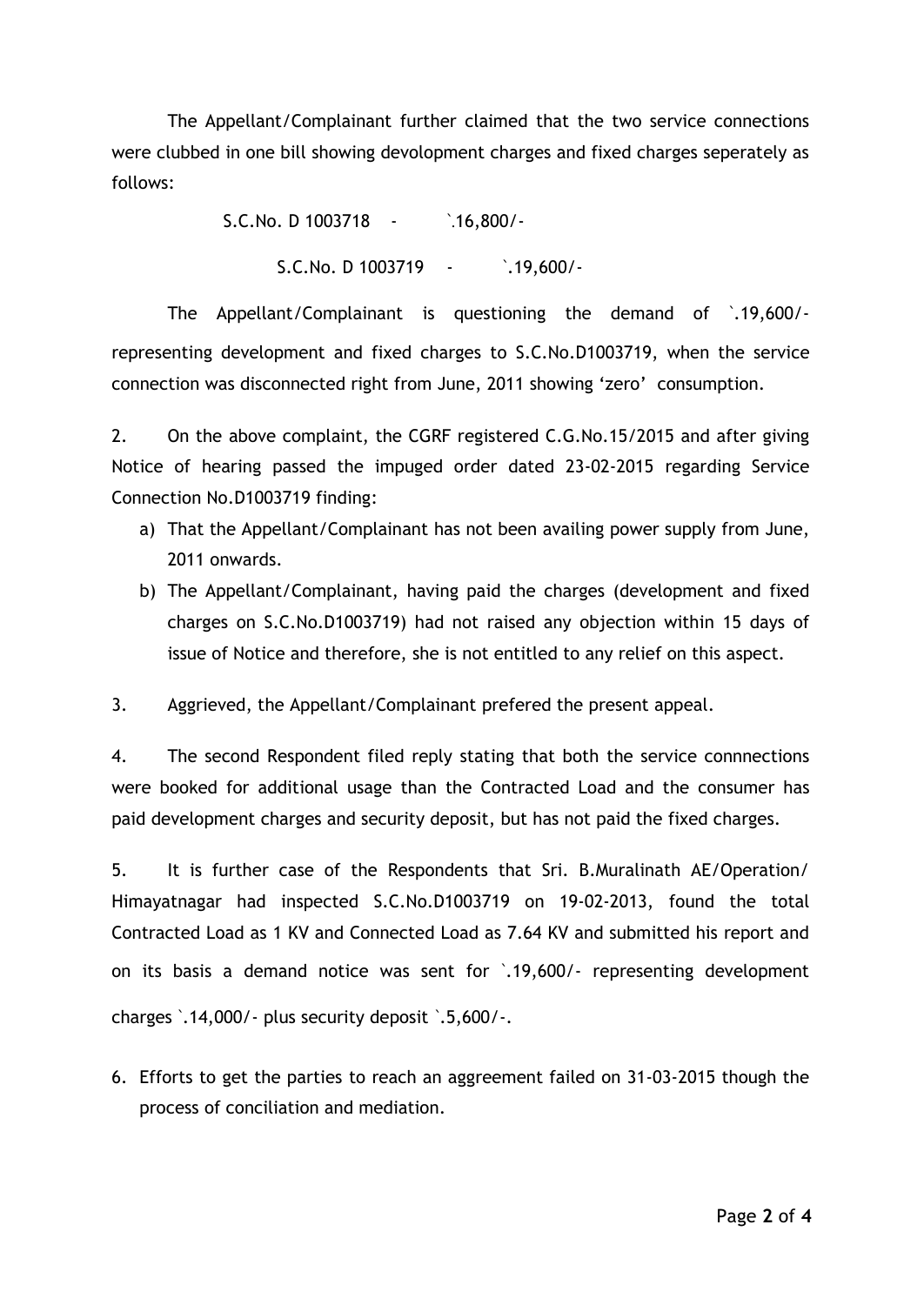The Appellant/Complainant further claimed that the two service connections were clubbed in one bill showing devolopment charges and fixed charges seperately as follows:

S.C.No. D 1003718 - `.16,800/-

S.C.No. D 1003719 - `.19,600/-

The Appellant/Complainant is questioning the demand of `.19,600/- representing development and fixed charges to S.C.No.D1003719, when the service connection was disconnected right from June, 2011 showing 'zero' consumption.

2. On the above complaint, the CGRF registered C.G.No.15/2015 and after giving Notice of hearing passed the impuged order dated 23-02-2015 regarding Service Connection No.D1003719 finding:

a) That the Appellant/Complainant has not been availing power supply from June, 2011 onwards.
b) The Appellant/Complainant, having paid the charges (development and fixed charges on S.C.No.D1003719) had not raised any objection within 15 days of issue of Notice and therefore, she is not entitled to any relief on this aspect.

3. Aggrieved, the Appellant/Complainant prefered the present appeal.

4. The second Respondent filed reply stating that both the service connnections were booked for additional usage than the Contracted Load and the consumer has paid development charges and security deposit, but has not paid the fixed charges.

5. It is further case of the Respondents that Sri. B.Muralinath AE/Operation/ Himayatnagar had inspected S.C.No.D1003719 on 19-02-2013, found the total Contracted Load as 1 KV and Connected Load as 7.64 KV and submitted his report and on its basis a demand notice was sent for `.19,600/- representing development charges `.14,000/- plus security deposit `.5,600/-.

6. Efforts to get the parties to reach an aggreement failed on 31-03-2015 though the process of conciliation and mediation.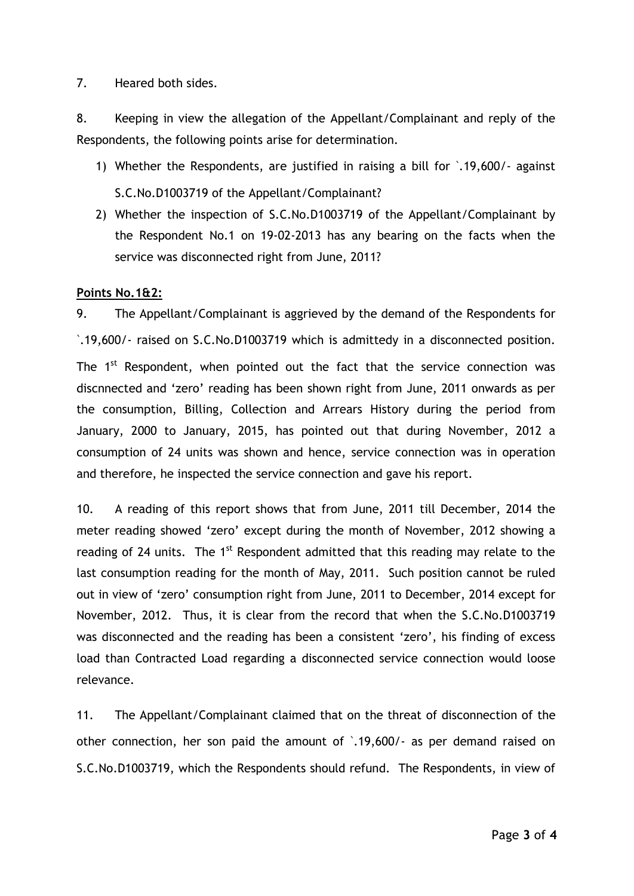7. Heard both sides.

8. Keeping in view the allegation of the Appellant/Complainant and reply of the Respondents, the following points arise for determination.

1) Whether the Respondents, are justified in raising a bill for `.19,600/- against S.C.No.D1003719 of the Appellant/Complainant?
2) Whether the inspection of S.C.No.D1003719 of the Appellant/Complainant by the Respondent No.1 on 19-02-2013 has any bearing on the facts when the service was disconnected right from June, 2011?

**Points No.1&2:**

9. The Appellant/Complainant is aggrieved by the demand of the Respondents for `.19,600/- raised on S.C.No.D1003719 which is admittedy in a disconnected position. The 1st Respondent, when pointed out the fact that the service connection was discnnected and 'zero' reading has been shown right from June, 2011 onwards as per the consumption, Billing, Collection and Arrears History during the period from January, 2000 to January, 2015, has pointed out that during November, 2012 a consumption of 24 units was shown and hence, service connection was in operation and therefore, he inspected the service connection and gave his report.

10. A reading of this report shows that from June, 2011 till December, 2014 the meter reading showed 'zero' except during the month of November, 2012 showing a reading of 24 units. The 1st Respondent admitted that this reading may relate to the last consumption reading for the month of May, 2011. Such position cannot be ruled out in view of 'zero' consumption right from June, 2011 to December, 2014 except for November, 2012. Thus, it is clear from the record that when the S.C.No.D1003719 was disconnected and the reading has been a consistent 'zero', his finding of excess load than Contracted Load regarding a disconnected service connection would loose relevance.

11. The Appellant/Complainant claimed that on the threat of disconnection of the other connection, her son paid the amount of `.19,600/- as per demand raised on S.C.No.D1003719, which the Respondents should refund. The Respondents, in view of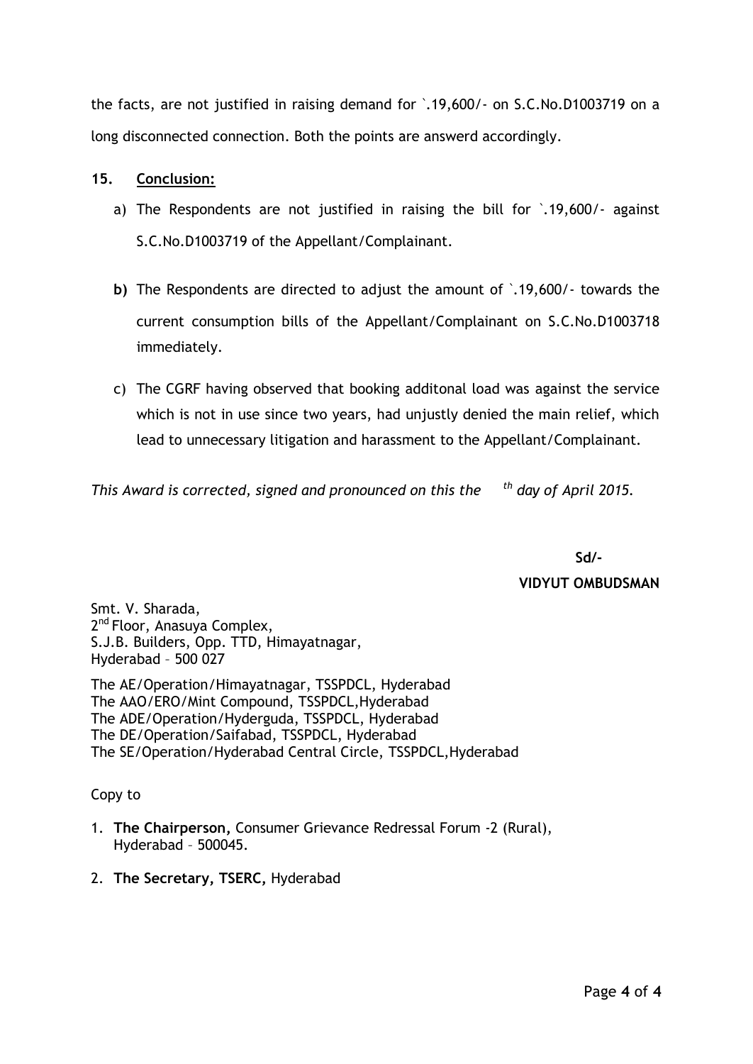the facts, are not justified in raising demand for `.19,600/- on S.C.No.D1003719 on a long disconnected connection. Both the points are answerd accordingly.

**15. Conclusion:**

a) The Respondents are not justified in raising the bill for `.19,600/- against S.C.No.D1003719 of the Appellant/Complainant.

**b)** The Respondents are directed to adjust the amount of `.19,600/- towards the current consumption bills of the Appellant/Complainant on S.C.No.D1003718 immediately.

c) The CGRF having observed that booking additonal load was against the service which is not in use since two years, had unjustly denied the main relief, which lead to unnecessary litigation and harassment to the Appellant/Complainant.

*This Award is corrected, signed and pronounced on this the th day of April 2015.*

**Sd/-**

**VIDYUT OMBUDSMAN**

Smt. V. Sharada,
2nd Floor, Anasuya Complex,
S.J.B. Builders, Opp. TTD, Himayatnagar,
Hyderabad – 500 027

The AE/Operation/Himayatnagar, TSSPDCL, Hyderabad
The AAO/ERO/Mint Compound, TSSPDCL,Hyderabad
The ADE/Operation/Hyderguda, TSSPDCL, Hyderabad
The DE/Operation/Saifabad, TSSPDCL, Hyderabad
The SE/Operation/Hyderabad Central Circle, TSSPDCL,Hyderabad

Copy to

1. **The Chairperson,** Consumer Grievance Redressal Forum -2 (Rural), Hyderabad – 500045.
2. **The Secretary, TSERC,** Hyderabad